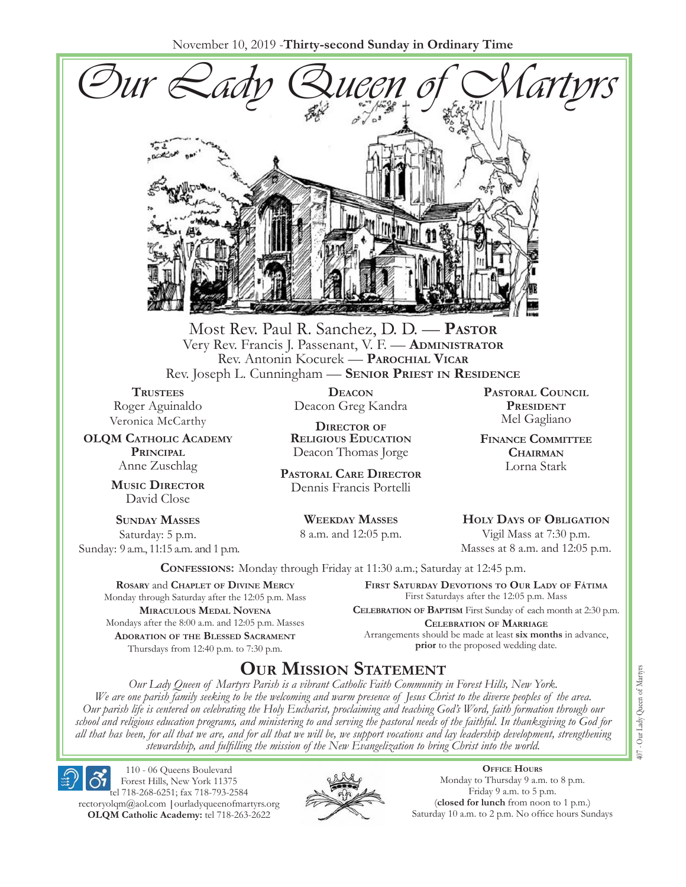November 10, 2019 - **Thirty-second Sunday in Ordinary Time**

# *Our Lady Queen of Martyrs*

Most Rev. Paul R. Sanchez, D. D. — **Pastor**
Very Rev. Francis J. Passenant, V. F. — **Administrator**
Rev. Antonin Kocurek — **Parochial Vicar**
Rev. Joseph L. Cunningham — **Senior Priest in Residence**

**Trustees**
Roger Aguinaldo
Veronica McCarthy

**OLQM Catholic Academy Principal**
Anne Zuschlag

**Music Director**
David Close

**Deacon**
Deacon Greg Kandra

**Director of Religious Education**
Deacon Thomas Jorge

**Pastoral Care Director**
Dennis Francis Portelli

**Pastoral Council President**
Mel Gagliano

**Finance Committee Chairman**
Lorna Stark

**Sunday Masses**
Saturday: 5 p.m.
Sunday: 9 a.m., 11:15 a.m. and 1 p.m.

**Weekday Masses**
8 a.m. and 12:05 p.m.

**Holy Days of Obligation**
Vigil Mass at 7:30 p.m.
Masses at 8 a.m. and 12:05 p.m.

**Confessions:** Monday through Friday at 11:30 a.m.; Saturday at 12:45 p.m.

**Rosary** and **Chaplet of Divine Mercy**
Monday through Saturday after the 12:05 p.m. Mass

**Miraculous Medal Novena**
Mondays after the 8:00 a.m. and 12:05 p.m. Masses

**Adoration of the Blessed Sacrament**
Thursdays from 12:40 p.m. to 7:30 p.m.

**First Saturday Devotions to Our Lady of Fátima**
First Saturdays after the 12:05 p.m. Mass

**Celebration of Baptism** First Sunday of each month at 2:30 p.m.

**Celebration of Marriage**
Arrangements should be made at least **six months** in advance, **prior** to the proposed wedding date.

## Our Mission Statement

*Our Lady Queen of Martyrs Parish is a vibrant Catholic Faith Community in Forest Hills, New York. We are one parish family seeking to be the welcoming and warm presence of Jesus Christ to the diverse peoples of the area. Our parish life is centered on celebrating the Holy Eucharist, proclaiming and teaching God's Word, faith formation through our school and religious education programs, and ministering to and serving the pastoral needs of the faithful. In thanksgiving to God for all that has been, for all that we are, and for all that we will be, we support vocations and lay leadership development, strengthening stewardship, and fulfilling the mission of the New Evangelization to bring Christ into the world.*

110 - 06 Queens Boulevard
Forest Hills, New York 11375
tel 718-268-6251; fax 718-793-2584
rectoryolqm@aol.com | ourladyqueenofmartyrs.org
**OLQM Catholic Academy:** tel 718-263-2622

**Office Hours**
Monday to Thursday 9 a.m. to 8 p.m.
Friday 9 a.m. to 5 p.m.
(**closed for lunch** from noon to 1 p.m.)
Saturday 10 a.m. to 2 p.m. No office hours Sundays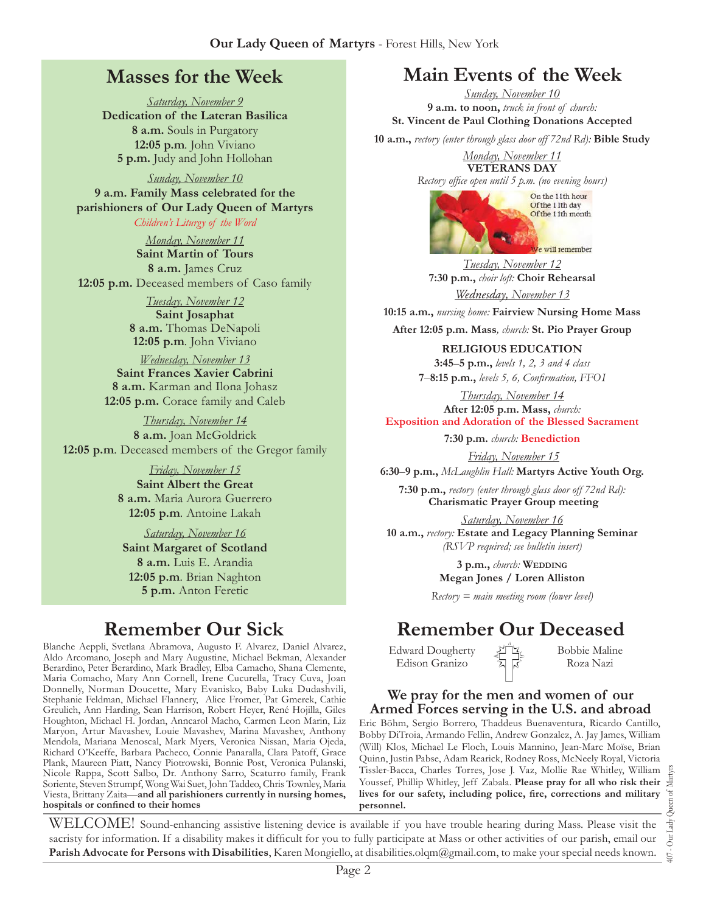## Masses for the Week

*Saturday, November 9*
**Dedication of the Lateran Basilica**
**8 a.m.** Souls in Purgatory
**12:05 p.m**. John Viviano
**5 p.m.** Judy and John Hollohan

*Sunday, November 10*
**9 a.m. Family Mass celebrated for the parishioners of Our Lady Queen of Martyrs**
*Children's Liturgy of the Word*

*Monday, November 11*
**Saint Martin of Tours**
**8 a.m.** James Cruz
**12:05 p.m.** Deceased members of Caso family

*Tuesday, November 12*
**Saint Josaphat**
**8 a.m.** Thomas DeNapoli
**12:05 p.m**. John Viviano

*Wednesday, November 13*
**Saint Frances Xavier Cabrini**
**8 a.m.** Karman and Ilona Johasz
**12:05 p.m.** Corace family and Caleb

*Thursday, November 14*
**8 a.m.** Joan McGoldrick
**12:05 p.m**. Deceased members of the Gregor family

*Friday, November 15*
**Saint Albert the Great**
**8 a.m.** Maria Aurora Guerrero
**12:05 p.m**. Antoine Lakah

*Saturday, November 16*
**Saint Margaret of Scotland**
**8 a.m.** Luis E. Arandia
**12:05 p.m**. Brian Naghton
**5 p.m.** Anton Feretic

## Main Events of the Week

*Sunday, November 10*
**9 a.m. to noon,** *truck in front of church:* **St. Vincent de Paul Clothing Donations Accepted**

**10 a.m.,** *rectory (enter through glass door off 72nd Rd):* **Bible Study**

*Monday, November 11*
**VETERANS DAY**
*Rectory office open until 5 p.m. (no evening hours)*

On the 11th hour
Of the 11th day
Of the 11th month
We will remember

*Tuesday, November 12*
**7:30 p.m.,** *choir loft:* **Choir Rehearsal**

*Wednesday, November 13*
**10:15 a.m.,** *nursing home:* **Fairview Nursing Home Mass**

**After 12:05 p.m. Mass***, church:* **St. Pio Prayer Group**

**RELIGIOUS EDUCATION**
**3:45–5 p.m.,** *levels 1, 2, 3 and 4 class*
**7–8:15 p.m.,** *levels 5, 6, Confirmation, FFO1*

*Thursday, November 14*
**After 12:05 p.m. Mass,** *church:*
**Exposition and Adoration of the Blessed Sacrament**

**7:30 p.m.** *church:* **Benediction**

*Friday, November 15*
**6:30–9 p.m.,** *McLaughlin Hall:* **Martyrs Active Youth Org.**

**7:30 p.m.,** *rectory (enter through glass door off 72nd Rd):* **Charismatic Prayer Group meeting**

*Saturday, November 16*
**10 a.m.,** *rectory:* **Estate and Legacy Planning Seminar** *(RSVP required; see bulletin insert)*

**3 p.m.,** *church:* **WEDDING**
**Megan Jones / Loren Alliston**

*Rectory = main meeting room (lower level)*

## Remember Our Sick

Blanche Aeppli, Svetlana Abramova, Augusto F. Alvarez, Daniel Alvarez, Aldo Arcomano, Joseph and Mary Augustine, Michael Bekman, Alexander Berardino, Peter Berardino, Mark Bradley, Elba Camacho, Shana Clemente, Maria Comacho, Mary Ann Cornell, Irene Cucurella, Tracy Cuva, Joan Donnelly, Norman Doucette, Mary Evanisko, Baby Luka Dudashvili, Stephanie Feldman, Michael Flannery, Alice Fromer, Pat Gmerek, Cathie Greulich, Ann Harding, Sean Harrison, Robert Heyer, René Hojilla, Giles Houghton, Michael H. Jordan, Anncarol Macho, Carmen Leon Marin, Liz Maryon, Artur Mavashev, Louie Mavashev, Marina Mavashev, Anthony Mendola, Mariana Menoscal, Mark Myers, Veronica Nissan, Maria Ojeda, Richard O'Keeffe, Barbara Pacheco, Connie Panaralla, Clara Patoff, Grace Plank, Maureen Piatt, Nancy Piotrowski, Bonnie Post, Veronica Pulanski, Nicole Rappa, Scott Salbo, Dr. Anthony Sarro, Scaturro family, Frank Soriente, Steven Strumpf, Wong Wai Suet, John Taddeo, Chris Townley, Maria Viesta, Brittany Zaita—**and all parishioners currently in nursing homes, hospitals or confined to their homes**

## Remember Our Deceased

Edward Dougherty
Edison Granizo
Bobbie Maline
Roza Nazi

### We pray for the men and women of our Armed Forces serving in the U.S. and abroad

Eric Böhm, Sergio Borrero, Thaddeus Buenaventura, Ricardo Cantillo, Bobby DiTroia, Armando Fellin, Andrew Gonzalez, A. Jay James, William (Will) Klos, Michael Le Floch, Louis Mannino, Jean-Marc Moïse, Brian Quinn, Justin Pabse, Adam Rearick, Rodney Ross, McNeely Royal, Victoria Tissler-Bacca, Charles Torres, Jose J. Vaz, Mollie Rae Whitley, William Youssef, Phillip Whitley, Jeff Zabala. **Please pray for all who risk their lives for our safety, including police, fire, corrections and military personnel.**

WELCOME! Sound-enhancing assistive listening device is available if you have trouble hearing during Mass. Please visit the sacristy for information. If a disability makes it difficult for you to fully participate at Mass or other activities of our parish, email our **Parish Advocate for Persons with Disabilities**, Karen Mongiello, at disabilities.olqm@gmail.com, to make your special needs known.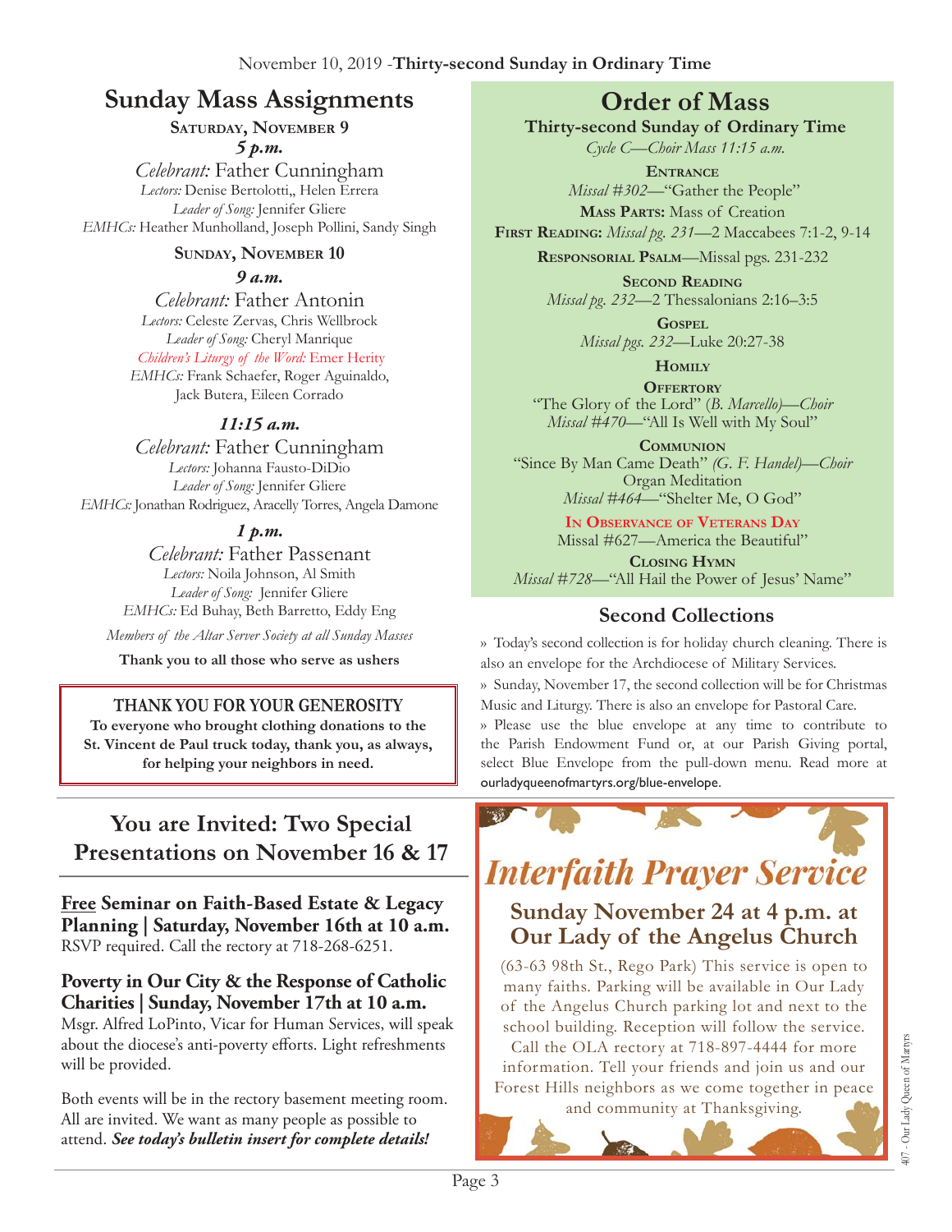November 10, 2019 -**Thirty-second Sunday in Ordinary Time**

## Sunday Mass Assignments

**Saturday, November 9**

***5 p.m.***

*Celebrant:* Father Cunningham
*Lectors:* Denise Bertolotti,, Helen Errera
*Leader of Song:* Jennifer Gliere
*EMHCs:* Heather Munholland, Joseph Pollini, Sandy Singh

**Sunday, November 10**

***9 a.m.***

*Celebrant:* Father Antonin
*Lectors:* Celeste Zervas, Chris Wellbrock
*Leader of Song:* Cheryl Manrique
*Children's Liturgy of the Word:* Emer Herity
*EMHCs:* Frank Schaefer, Roger Aguinaldo, Jack Butera, Eileen Corrado

***11:15 a.m.***

*Celebrant:* Father Cunningham
*Lectors:* Johanna Fausto-DiDio
*Leader of Song:* Jennifer Gliere
*EMHCs:* Jonathan Rodriguez, Aracelly Torres, Angela Damone

***1 p.m.***

*Celebrant:* Father Passenant
*Lectors:* Noila Johnson, Al Smith
*Leader of Song:* Jennifer Gliere
*EMHCs:* Ed Buhay, Beth Barretto, Eddy Eng

*Members of the Altar Server Society at all Sunday Masses*

**Thank you to all those who serve as ushers**

**THANK YOU FOR YOUR GENEROSITY**

**To everyone who brought clothing donations to the St. Vincent de Paul truck today, thank you, as always, for helping your neighbors in need.**

## Order of Mass

**Thirty-second Sunday of Ordinary Time**

*Cycle C—Choir Mass 11:15 a.m.*

**Entrance**
*Missal #302*—"Gather the People"

**Mass Parts:** Mass of Creation

**First Reading:** *Missal pg. 231*—2 Maccabees 7:1-2, 9-14

**Responsorial Psalm**—Missal pgs. 231-232

**Second Reading**
*Missal pg. 232*—2 Thessalonians 2:16–3:5

**Gospel**
*Missal pgs. 232*—Luke 20:27-38

**Homily**

**Offertory**
"The Glory of the Lord" (*B. Marcello)—Choir*
*Missal #470*—"All Is Well with My Soul"

**Communion**
"Since By Man Came Death" *(G. F. Handel)—Choir*
Organ Meditation
*Missal #464*—"Shelter Me, O God"

**In Observance of Veterans Day**
Missal #627—America the Beautiful"

**Closing Hymn**
*Missal #728*—"All Hail the Power of Jesus' Name"

## Second Collections

» Today's second collection is for holiday church cleaning. There is also an envelope for the Archdiocese of Military Services.

» Sunday, November 17, the second collection will be for Christmas Music and Liturgy. There is also an envelope for Pastoral Care.

» Please use the blue envelope at any time to contribute to the Parish Endowment Fund or, at our Parish Giving portal, select Blue Envelope from the pull-down menu. Read more at ourladyqueenofmartyrs.org/blue-envelope.

## You are Invited: Two Special Presentations on November 16 & 17

**Free Seminar on Faith-Based Estate & Legacy Planning | Saturday, November 16th at 10 a.m.**
RSVP required. Call the rectory at 718-268-6251.

**Poverty in Our City & the Response of Catholic Charities | Sunday, November 17th at 10 a.m.**
Msgr. Alfred LoPinto, Vicar for Human Services, will speak about the diocese's anti-poverty efforts. Light refreshments will be provided.

Both events will be in the rectory basement meeting room. All are invited. We want as many people as possible to attend. ***See today's bulletin insert for complete details!***

## *Interfaith Prayer Service*

### Sunday November 24 at 4 p.m. at Our Lady of the Angelus Church

(63-63 98th St., Rego Park) This service is open to many faiths. Parking will be available in Our Lady of the Angelus Church parking lot and next to the school building. Reception will follow the service. Call the OLA rectory at 718-897-4444 for more information. Tell your friends and join us and our Forest Hills neighbors as we come together in peace and community at Thanksgiving.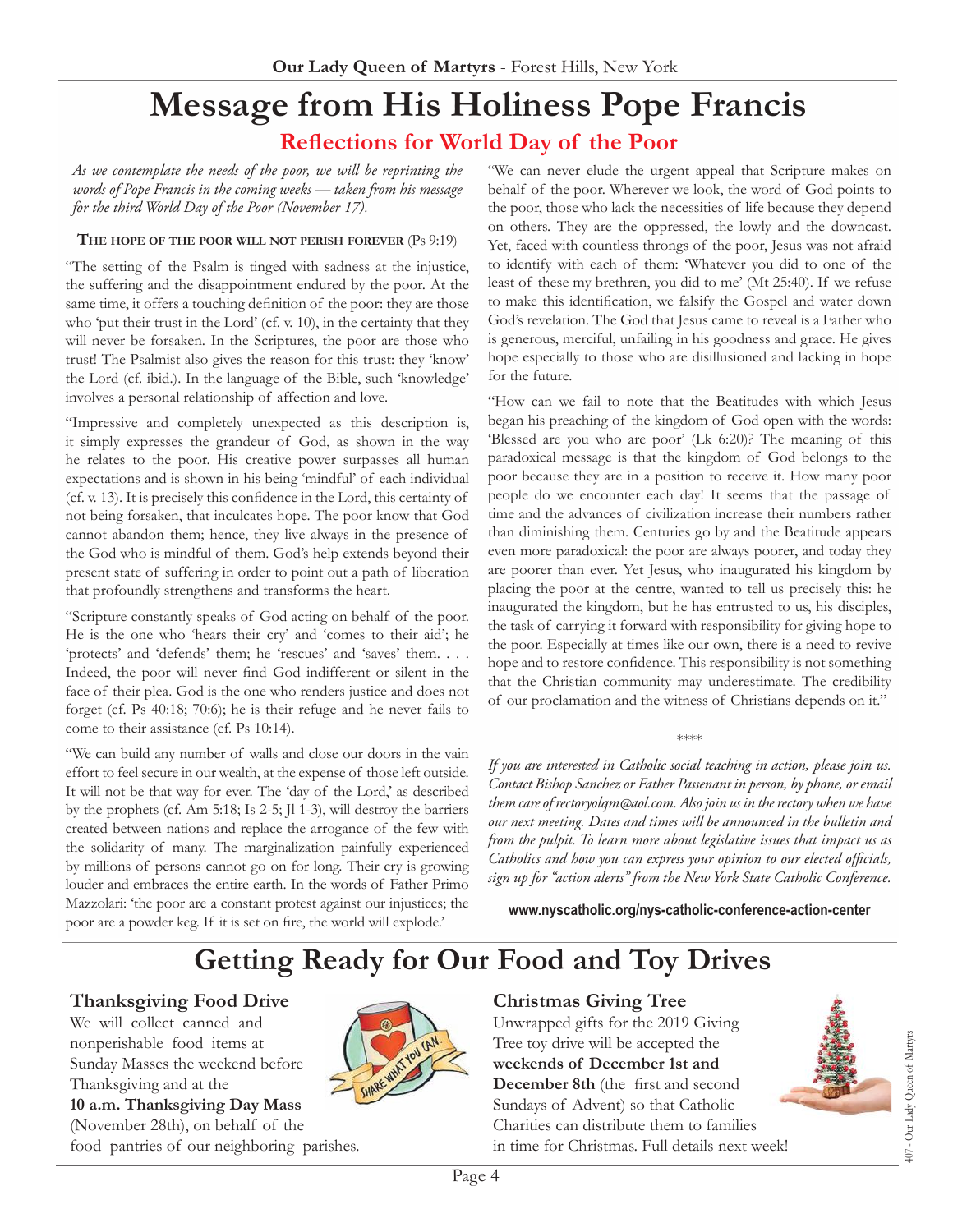# Message from His Holiness Pope Francis

## Reflections for World Day of the Poor

*As we contemplate the needs of the poor, we will be reprinting the words of Pope Francis in the coming weeks — taken from his message for the third World Day of the Poor (November 17).*

**The hope of the poor will not perish forever** (Ps 9:19)

"The setting of the Psalm is tinged with sadness at the injustice, the suffering and the disappointment endured by the poor. At the same time, it offers a touching definition of the poor: they are those who 'put their trust in the Lord' (cf. v. 10), in the certainty that they will never be forsaken. In the Scriptures, the poor are those who trust! The Psalmist also gives the reason for this trust: they 'know' the Lord (cf. ibid.). In the language of the Bible, such 'knowledge' involves a personal relationship of affection and love.

"Impressive and completely unexpected as this description is, it simply expresses the grandeur of God, as shown in the way he relates to the poor. His creative power surpasses all human expectations and is shown in his being 'mindful' of each individual (cf. v. 13). It is precisely this confidence in the Lord, this certainty of not being forsaken, that inculcates hope. The poor know that God cannot abandon them; hence, they live always in the presence of the God who is mindful of them. God's help extends beyond their present state of suffering in order to point out a path of liberation that profoundly strengthens and transforms the heart.

"Scripture constantly speaks of God acting on behalf of the poor. He is the one who 'hears their cry' and 'comes to their aid'; he 'protects' and 'defends' them; he 'rescues' and 'saves' them. . . . Indeed, the poor will never find God indifferent or silent in the face of their plea. God is the one who renders justice and does not forget (cf. Ps 40:18; 70:6); he is their refuge and he never fails to come to their assistance (cf. Ps 10:14).

"We can build any number of walls and close our doors in the vain effort to feel secure in our wealth, at the expense of those left outside. It will not be that way for ever. The 'day of the Lord,' as described by the prophets (cf. Am 5:18; Is 2-5; Jl 1-3), will destroy the barriers created between nations and replace the arrogance of the few with the solidarity of many. The marginalization painfully experienced by millions of persons cannot go on for long. Their cry is growing louder and embraces the entire earth. In the words of Father Primo Mazzolari: 'the poor are a constant protest against our injustices; the poor are a powder keg. If it is set on fire, the world will explode.'

"We can never elude the urgent appeal that Scripture makes on behalf of the poor. Wherever we look, the word of God points to the poor, those who lack the necessities of life because they depend on others. They are the oppressed, the lowly and the downcast. Yet, faced with countless throngs of the poor, Jesus was not afraid to identify with each of them: 'Whatever you did to one of the least of these my brethren, you did to me' (Mt 25:40). If we refuse to make this identification, we falsify the Gospel and water down God's revelation. The God that Jesus came to reveal is a Father who is generous, merciful, unfailing in his goodness and grace. He gives hope especially to those who are disillusioned and lacking in hope for the future.

"How can we fail to note that the Beatitudes with which Jesus began his preaching of the kingdom of God open with the words: 'Blessed are you who are poor' (Lk 6:20)? The meaning of this paradoxical message is that the kingdom of God belongs to the poor because they are in a position to receive it. How many poor people do we encounter each day! It seems that the passage of time and the advances of civilization increase their numbers rather than diminishing them. Centuries go by and the Beatitude appears even more paradoxical: the poor are always poorer, and today they are poorer than ever. Yet Jesus, who inaugurated his kingdom by placing the poor at the centre, wanted to tell us precisely this: he inaugurated the kingdom, but he has entrusted to us, his disciples, the task of carrying it forward with responsibility for giving hope to the poor. Especially at times like our own, there is a need to revive hope and to restore confidence. This responsibility is not something that the Christian community may underestimate. The credibility of our proclamation and the witness of Christians depends on it."

\*\*\*\*

*If you are interested in Catholic social teaching in action, please join us. Contact Bishop Sanchez or Father Passenant in person, by phone, or email them care of rectoryolqm@aol.com. Also join us in the rectory when we have our next meeting. Dates and times will be announced in the bulletin and from the pulpit. To learn more about legislative issues that impact us as Catholics and how you can express your opinion to our elected officials, sign up for "action alerts" from the New York State Catholic Conference.*

**www.nyscatholic.org/nys-catholic-conference-action-center**

# Getting Ready for Our Food and Toy Drives

### Thanksgiving Food Drive

We will collect canned and nonperishable food items at Sunday Masses the weekend before Thanksgiving and at the **10 a.m. Thanksgiving Day Mass** (November 28th), on behalf of the food pantries of our neighboring parishes.

### Christmas Giving Tree

Unwrapped gifts for the 2019 Giving Tree toy drive will be accepted the **weekends of December 1st and December 8th** (the first and second Sundays of Advent) so that Catholic Charities can distribute them to families in time for Christmas. Full details next week!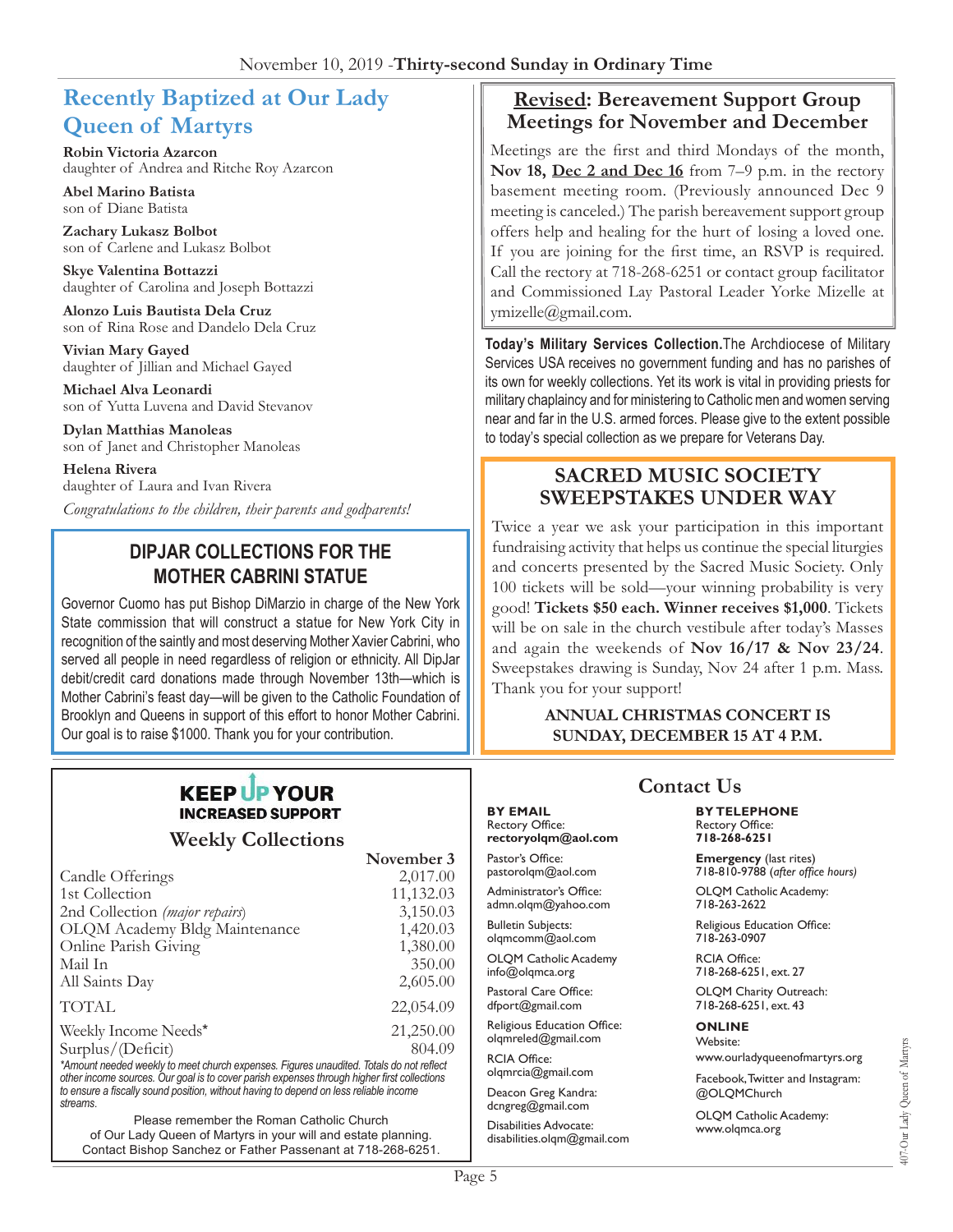November 10, 2019 -**Thirty-second Sunday in Ordinary Time**

## Recently Baptized at Our Lady Queen of Martyrs

**Robin Victoria Azarcon**
daughter of Andrea and Ritche Roy Azarcon

**Abel Marino Batista**
son of Diane Batista

**Zachary Lukasz Bolbot**
son of Carlene and Lukasz Bolbot

**Skye Valentina Bottazzi**
daughter of Carolina and Joseph Bottazzi

**Alonzo Luis Bautista Dela Cruz**
son of Rina Rose and Dandelo Dela Cruz

**Vivian Mary Gayed**
daughter of Jillian and Michael Gayed

**Michael Alva Leonardi**
son of Yutta Luvena and David Stevanov

**Dylan Matthias Manoleas**
son of Janet and Christopher Manoleas

**Helena Rivera**
daughter of Laura and Ivan Rivera

*Congratulations to the children, their parents and godparents!*

## DIPJAR COLLECTIONS FOR THE MOTHER CABRINI STATUE

Governor Cuomo has put Bishop DiMarzio in charge of the New York State commission that will construct a statue for New York City in recognition of the saintly and most deserving Mother Xavier Cabrini, who served all people in need regardless of religion or ethnicity. All DipJar debit/credit card donations made through November 13th—which is Mother Cabrini's feast day—will be given to the Catholic Foundation of Brooklyn and Queens in support of this effort to honor Mother Cabrini. Our goal is to raise $1000. Thank you for your contribution.

## Revised: Bereavement Support Group Meetings for November and December

Meetings are the first and third Mondays of the month, **Nov 18, Dec 2 and Dec 16** from 7–9 p.m. in the rectory basement meeting room. (Previously announced Dec 9 meeting is canceled.) The parish bereavement support group offers help and healing for the hurt of losing a loved one. If you are joining for the first time, an RSVP is required. Call the rectory at 718-268-6251 or contact group facilitator and Commissioned Lay Pastoral Leader Yorke Mizelle at ymizelle@gmail.com.

**Today's Military Services Collection.** The Archdiocese of Military Services USA receives no government funding and has no parishes of its own for weekly collections. Yet its work is vital in providing priests for military chaplaincy and for ministering to Catholic men and women serving near and far in the U.S. armed forces. Please give to the extent possible to today's special collection as we prepare for Veterans Day.

## SACRED MUSIC SOCIETY SWEEPSTAKES UNDER WAY

Twice a year we ask your participation in this important fundraising activity that helps us continue the special liturgies and concerts presented by the Sacred Music Society. Only 100 tickets will be sold—your winning probability is very good! **Tickets $50 each. Winner receives $1,000**. Tickets will be on sale in the church vestibule after today's Masses and again the weekends of **Nov 16/17 & Nov 23/24**. Sweepstakes drawing is Sunday, Nov 24 after 1 p.m. Mass. Thank you for your support!

**ANNUAL CHRISTMAS CONCERT IS SUNDAY, DECEMBER 15 AT 4 P.M.**

## KEEP UP YOUR INCREASED SUPPORT

### Weekly Collections

| | November 3 |
|---|---|
| Candle Offerings | 2,017.00 |
| 1st Collection | 11,132.03 |
| 2nd Collection *(major repairs)* | 3,150.03 |
| OLQM Academy Bldg Maintenance | 1,420.03 |
| Online Parish Giving | 1,380.00 |
| Mail In | 350.00 |
| All Saints Day | 2,605.00 |
| TOTAL | 22,054.09 |
| Weekly Income Needs* | 21,250.00 |
| Surplus/(Deficit) | 804.09 |

*\*Amount needed weekly to meet church expenses. Figures unaudited. Totals do not reflect other income sources. Our goal is to cover parish expenses through higher first collections to ensure a fiscally sound position, without having to depend on less reliable income streams.*

Please remember the Roman Catholic Church of Our Lady Queen of Martyrs in your will and estate planning. Contact Bishop Sanchez or Father Passenant at 718-268-6251.

## Contact Us

**BY EMAIL**

Rectory Office:
**rectoryolqm@aol.com**

Pastor's Office:
pastorolqm@aol.com

Administrator's Office:
admn.olqm@yahoo.com

Bulletin Subjects:
olqmcomm@aol.com

OLQM Catholic Academy
info@olqmca.org

Pastoral Care Office:
dfport@gmail.com

Religious Education Office:
olqmreled@gmail.com

RCIA Office:
olqmrcia@gmail.com

Deacon Greg Kandra:
dcngreg@gmail.com

Disabilities Advocate:
disabilities.olqm@gmail.com

**BY TELEPHONE**

Rectory Office:
**718-268-6251**

**Emergency** (last rites)
718-810-9788 (*after office hours)*

OLQM Catholic Academy:
718-263-2622

Religious Education Office:
718-263-0907

RCIA Office:
718-268-6251, ext. 27

OLQM Charity Outreach:
718-268-6251, ext. 43

**ONLINE**

Website:
www.ourladyqueenofmartyrs.org

Facebook, Twitter and Instagram:
@OLQMChurch

OLQM Catholic Academy:
www.olqmca.org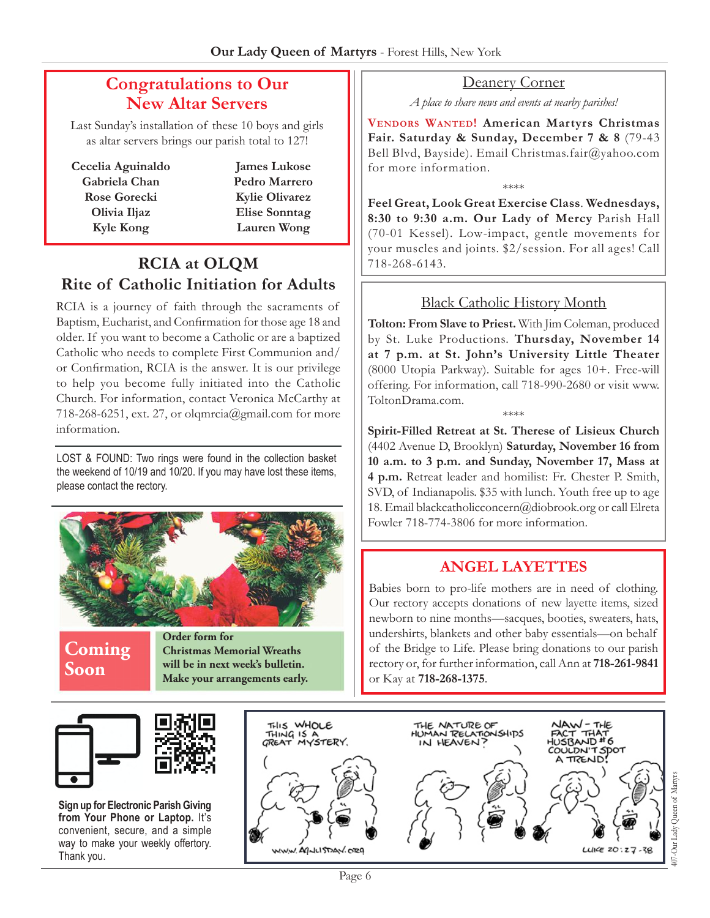## Congratulations to Our New Altar Servers

Last Sunday's installation of these 10 boys and girls as altar servers brings our parish total to 127!

| | |
|---|---|
| **Cecelia Aguinaldo** | **James Lukose** |
| **Gabriela Chan** | **Pedro Marrero** |
| **Rose Gorecki** | **Kylie Olivarez** |
| **Olivia Iljaz** | **Elise Sonntag** |
| **Kyle Kong** | **Lauren Wong** |

## RCIA at OLQM
## Rite of Catholic Initiation for Adults

RCIA is a journey of faith through the sacraments of Baptism, Eucharist, and Confirmation for those age 18 and older. If you want to become a Catholic or are a baptized Catholic who needs to complete First Communion and/or Confirmation, RCIA is the answer. It is our privilege to help you become fully initiated into the Catholic Church. For information, contact Veronica McCarthy at 718-268-6251, ext. 27, or olqmrcia@gmail.com for more information.

LOST & FOUND: Two rings were found in the collection basket the weekend of 10/19 and 10/20. If you may have lost these items, please contact the rectory.

**Coming Soon**

**Order form for Christmas Memorial Wreaths will be in next week's bulletin. Make your arrangements early.**

## Deanery Corner

*A place to share news and events at nearby parishes!*

**VENDORS WANTED! American Martyrs Christmas Fair. Saturday & Sunday, December 7 & 8** (79-43 Bell Blvd, Bayside). Email Christmas.fair@yahoo.com for more information.

\*\*\*\*

**Feel Great, Look Great Exercise Class. Wednesdays, 8:30 to 9:30 a.m. Our Lady of Mercy** Parish Hall (70-01 Kessel). Low-impact, gentle movements for your muscles and joints. $2/session. For all ages! Call 718-268-6143.

## Black Catholic History Month

**Tolton: From Slave to Priest.** With Jim Coleman, produced by St. Luke Productions. **Thursday, November 14 at 7 p.m. at St. John's University Little Theater** (8000 Utopia Parkway). Suitable for ages 10+. Free-will offering. For information, call 718-990-2680 or visit www.ToltonDrama.com.

\*\*\*\*

**Spirit-Filled Retreat at St. Therese of Lisieux Church** (4402 Avenue D, Brooklyn) **Saturday, November 16 from 10 a.m. to 3 p.m. and Sunday, November 17, Mass at 4 p.m.** Retreat leader and homilist: Fr. Chester P. Smith, SVD, of Indianapolis. $35 with lunch. Youth free up to age 18. Email blackcatholicconcern@diobrook.org or call Elreta Fowler 718-774-3806 for more information.

## ANGEL LAYETTES

Babies born to pro-life mothers are in need of clothing. Our rectory accepts donations of new layette items, sized newborn to nine months—sacques, booties, sweaters, hats, undershirts, blankets and other baby essentials—on behalf of the Bridge to Life. Please bring donations to our parish rectory or, for further information, call Ann at **718-261-9841** or Kay at **718-268-1375**.

**Sign up for Electronic Parish Giving from Your Phone or Laptop.** It's convenient, secure, and a simple way to make your weekly offertory. Thank you.